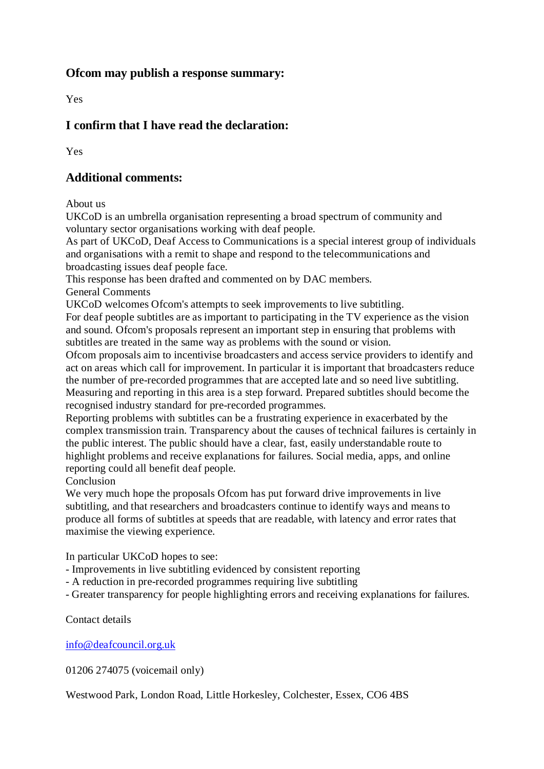## Ofcom may publish a response summary:

Yes

## I confirm that I have read the declaration:

Yes

## Additional comments:

About us
UKCoD is an umbrella organisation representing a broad spectrum of community and voluntary sector organisations working with deaf people.
As part of UKCoD, Deaf Access to Communications is a special interest group of individuals and organisations with a remit to shape and respond to the telecommunications and broadcasting issues deaf people face.
This response has been drafted and commented on by DAC members.
General Comments
UKCoD welcomes Ofcom's attempts to seek improvements to live subtitling.
For deaf people subtitles are as important to participating in the TV experience as the vision and sound. Ofcom's proposals represent an important step in ensuring that problems with subtitles are treated in the same way as problems with the sound or vision.
Ofcom proposals aim to incentivise broadcasters and access service providers to identify and act on areas which call for improvement. In particular it is important that broadcasters reduce the number of pre-recorded programmes that are accepted late and so need live subtitling. Measuring and reporting in this area is a step forward. Prepared subtitles should become the recognised industry standard for pre-recorded programmes.
Reporting problems with subtitles can be a frustrating experience in exacerbated by the complex transmission train. Transparency about the causes of technical failures is certainly in the public interest. The public should have a clear, fast, easily understandable route to highlight problems and receive explanations for failures. Social media, apps, and online reporting could all benefit deaf people.
Conclusion
We very much hope the proposals Ofcom has put forward drive improvements in live subtitling, and that researchers and broadcasters continue to identify ways and means to produce all forms of subtitles at speeds that are readable, with latency and error rates that maximise the viewing experience.

In particular UKCoD hopes to see:
- Improvements in live subtitling evidenced by consistent reporting
- A reduction in pre-recorded programmes requiring live subtitling
- Greater transparency for people highlighting errors and receiving explanations for failures.

Contact details

info@deafcouncil.org.uk

01206 274075 (voicemail only)

Westwood Park, London Road, Little Horkesley, Colchester, Essex, CO6 4BS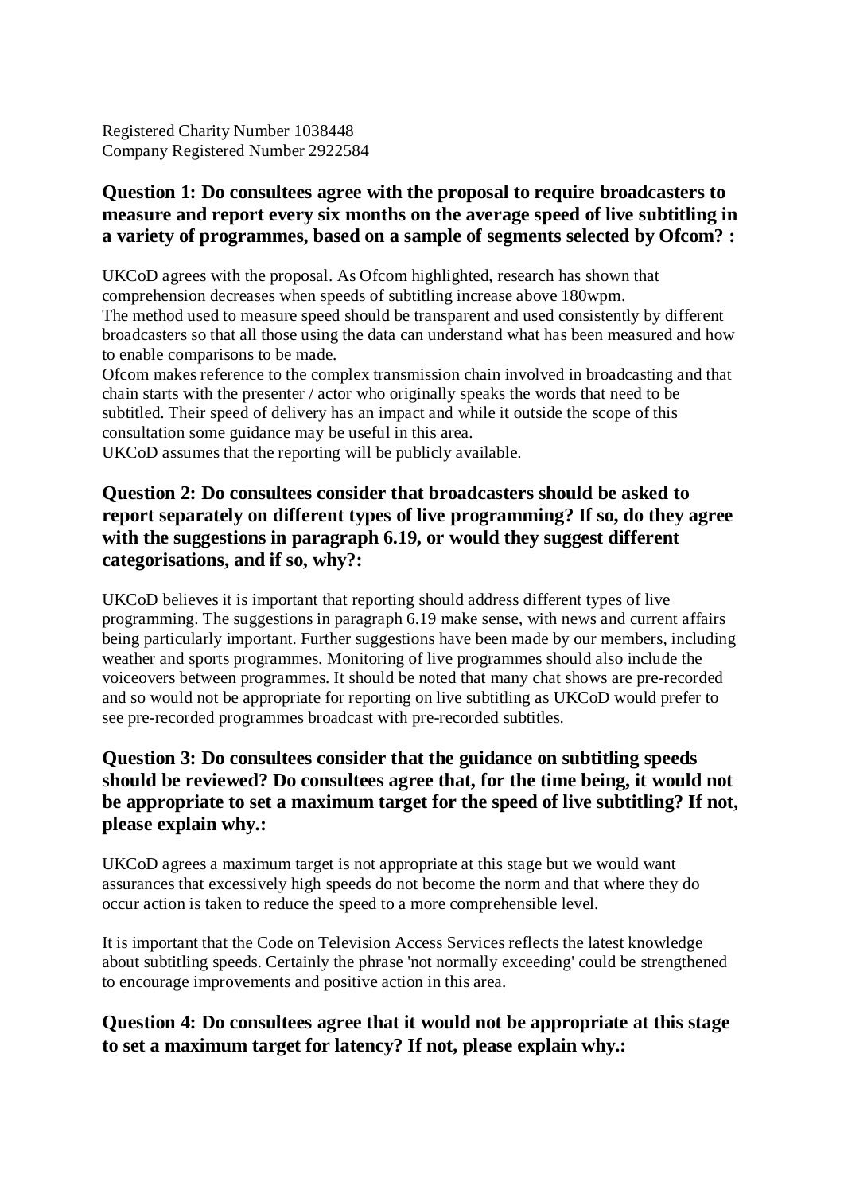Registered Charity Number 1038448
Company Registered Number 2922584

### Question 1: Do consultees agree with the proposal to require broadcasters to measure and report every six months on the average speed of live subtitling in a variety of programmes, based on a sample of segments selected by Ofcom? :

UKCoD agrees with the proposal. As Ofcom highlighted, research has shown that comprehension decreases when speeds of subtitling increase above 180wpm.
The method used to measure speed should be transparent and used consistently by different broadcasters so that all those using the data can understand what has been measured and how to enable comparisons to be made.
Ofcom makes reference to the complex transmission chain involved in broadcasting and that chain starts with the presenter / actor who originally speaks the words that need to be subtitled. Their speed of delivery has an impact and while it outside the scope of this consultation some guidance may be useful in this area.
UKCoD assumes that the reporting will be publicly available.

### Question 2: Do consultees consider that broadcasters should be asked to report separately on different types of live programming? If so, do they agree with the suggestions in paragraph 6.19, or would they suggest different categorisations, and if so, why?:

UKCoD believes it is important that reporting should address different types of live programming. The suggestions in paragraph 6.19 make sense, with news and current affairs being particularly important. Further suggestions have been made by our members, including weather and sports programmes. Monitoring of live programmes should also include the voiceovers between programmes. It should be noted that many chat shows are pre-recorded and so would not be appropriate for reporting on live subtitling as UKCoD would prefer to see pre-recorded programmes broadcast with pre-recorded subtitles.

### Question 3: Do consultees consider that the guidance on subtitling speeds should be reviewed? Do consultees agree that, for the time being, it would not be appropriate to set a maximum target for the speed of live subtitling? If not, please explain why.:

UKCoD agrees a maximum target is not appropriate at this stage but we would want assurances that excessively high speeds do not become the norm and that where they do occur action is taken to reduce the speed to a more comprehensible level.

It is important that the Code on Television Access Services reflects the latest knowledge about subtitling speeds. Certainly the phrase 'not normally exceeding' could be strengthened to encourage improvements and positive action in this area.

### Question 4: Do consultees agree that it would not be appropriate at this stage to set a maximum target for latency? If not, please explain why.: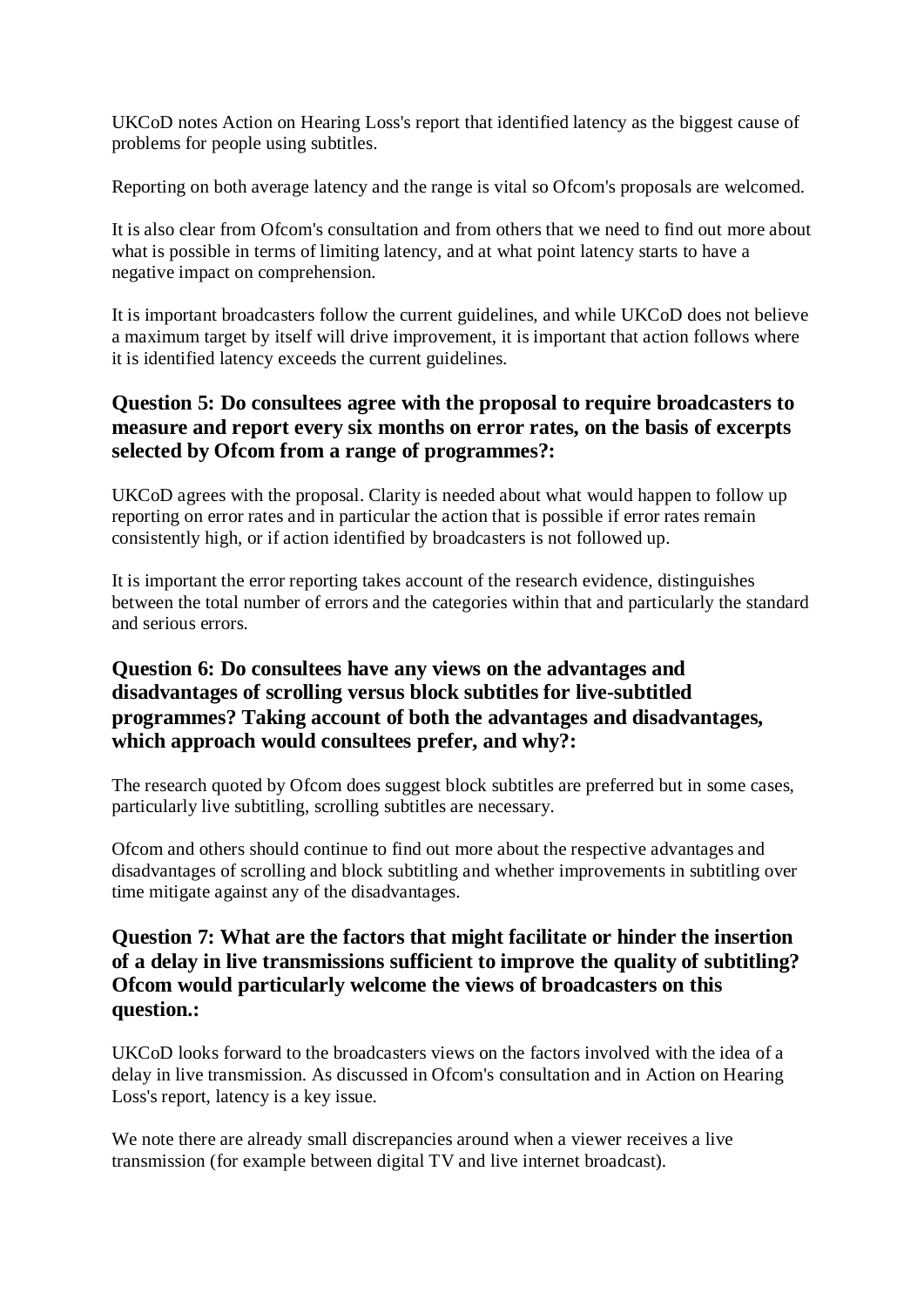UKCoD notes Action on Hearing Loss's report that identified latency as the biggest cause of problems for people using subtitles.

Reporting on both average latency and the range is vital so Ofcom's proposals are welcomed.

It is also clear from Ofcom's consultation and from others that we need to find out more about what is possible in terms of limiting latency, and at what point latency starts to have a negative impact on comprehension.

It is important broadcasters follow the current guidelines, and while UKCoD does not believe a maximum target by itself will drive improvement, it is important that action follows where it is identified latency exceeds the current guidelines.

### Question 5: Do consultees agree with the proposal to require broadcasters to measure and report every six months on error rates, on the basis of excerpts selected by Ofcom from a range of programmes?:

UKCoD agrees with the proposal. Clarity is needed about what would happen to follow up reporting on error rates and in particular the action that is possible if error rates remain consistently high, or if action identified by broadcasters is not followed up.

It is important the error reporting takes account of the research evidence, distinguishes between the total number of errors and the categories within that and particularly the standard and serious errors.

### Question 6: Do consultees have any views on the advantages and disadvantages of scrolling versus block subtitles for live-subtitled programmes? Taking account of both the advantages and disadvantages, which approach would consultees prefer, and why?:

The research quoted by Ofcom does suggest block subtitles are preferred but in some cases, particularly live subtitling, scrolling subtitles are necessary.

Ofcom and others should continue to find out more about the respective advantages and disadvantages of scrolling and block subtitling and whether improvements in subtitling over time mitigate against any of the disadvantages.

### Question 7: What are the factors that might facilitate or hinder the insertion of a delay in live transmissions sufficient to improve the quality of subtitling? Ofcom would particularly welcome the views of broadcasters on this question.:

UKCoD looks forward to the broadcasters views on the factors involved with the idea of a delay in live transmission. As discussed in Ofcom's consultation and in Action on Hearing Loss's report, latency is a key issue.

We note there are already small discrepancies around when a viewer receives a live transmission (for example between digital TV and live internet broadcast).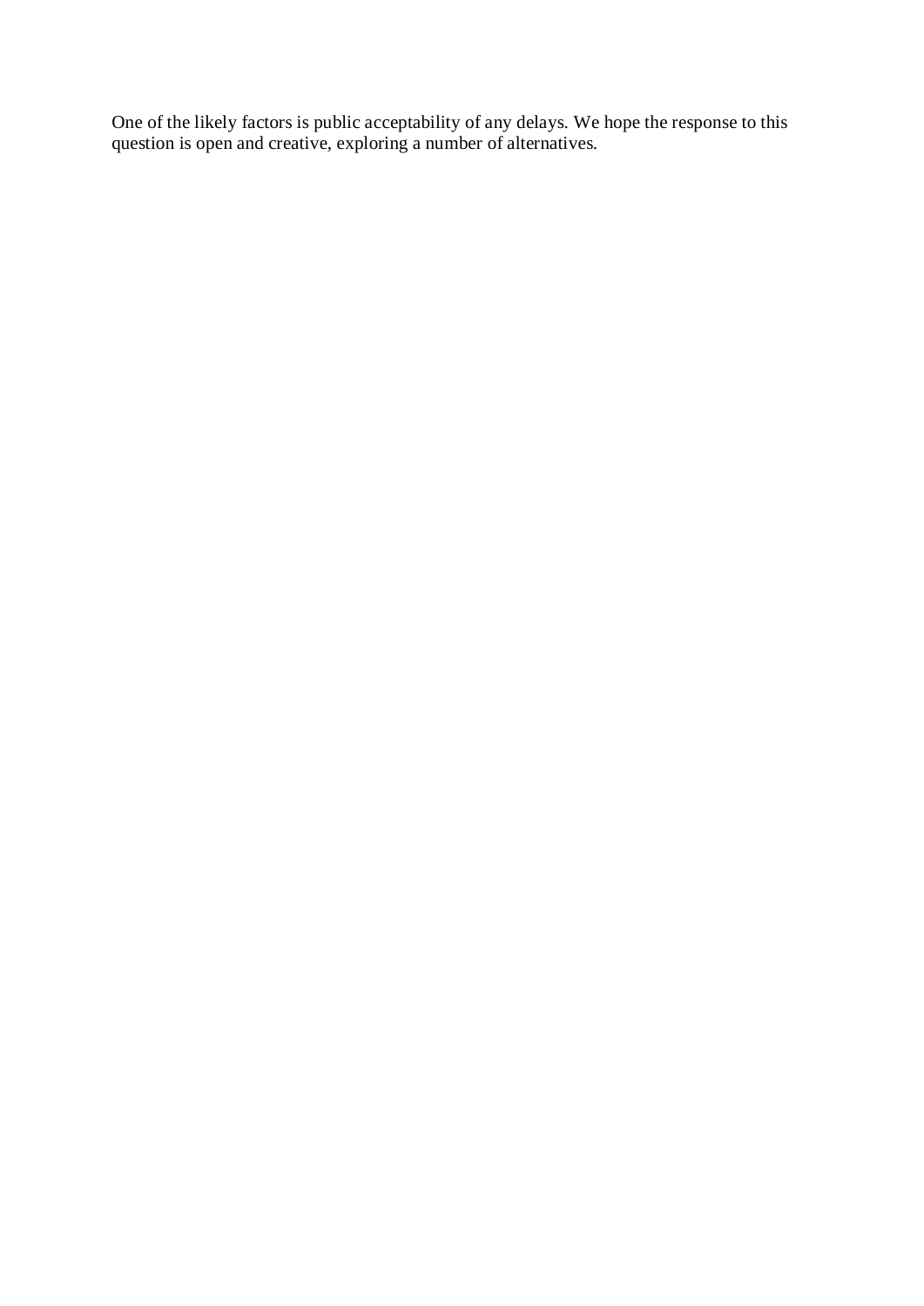One of the likely factors is public acceptability of any delays. We hope the response to this question is open and creative, exploring a number of alternatives.